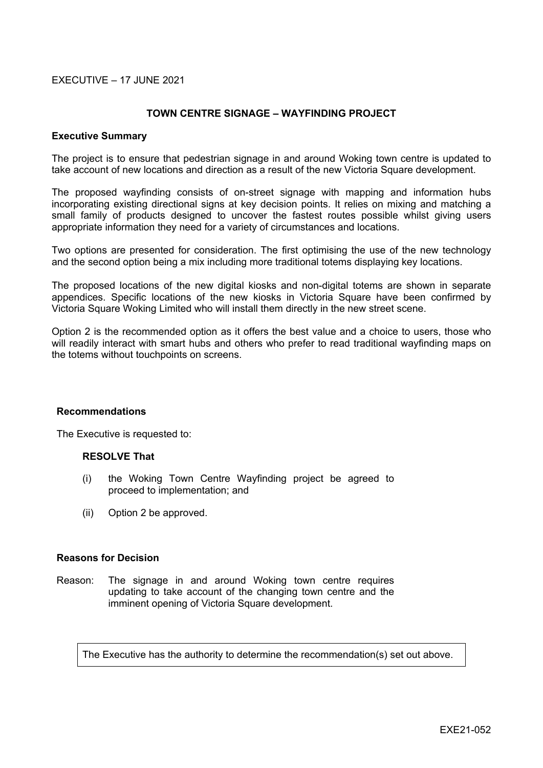EXECUTIVE – 17 JUNE 2021

# TOWN CENTRE SIGNAGE – WAYFINDING PROJECT

**Executive Summary**

The project is to ensure that pedestrian signage in and around Woking town centre is updated to take account of new locations and direction as a result of the new Victoria Square development.

The proposed wayfinding consists of on-street signage with mapping and information hubs incorporating existing directional signs at key decision points. It relies on mixing and matching a small family of products designed to uncover the fastest routes possible whilst giving users appropriate information they need for a variety of circumstances and locations.

Two options are presented for consideration. The first optimising the use of the new technology and the second option being a mix including more traditional totems displaying key locations.

The proposed locations of the new digital kiosks and non-digital totems are shown in separate appendices. Specific locations of the new kiosks in Victoria Square have been confirmed by Victoria Square Woking Limited who will install them directly in the new street scene.

Option 2 is the recommended option as it offers the best value and a choice to users, those who will readily interact with smart hubs and others who prefer to read traditional wayfinding maps on the totems without touchpoints on screens.

**Recommendations**

The Executive is requested to:

**RESOLVE That**

(i) the Woking Town Centre Wayfinding project be agreed to proceed to implementation; and

(ii) Option 2 be approved.

**Reasons for Decision**

Reason: The signage in and around Woking town centre requires updating to take account of the changing town centre and the imminent opening of Victoria Square development.

The Executive has the authority to determine the recommendation(s) set out above.

EXE21-052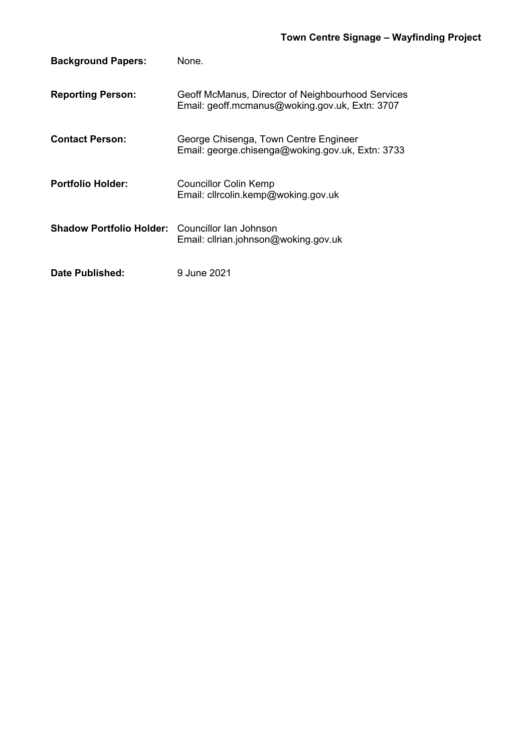## Town Centre Signage – Wayfinding Project

| | |
|---|---|
| **Background Papers:** | None. |
| **Reporting Person:** | Geoff McManus, Director of Neighbourhood Services<br>Email: geoff.mcmanus@woking.gov.uk, Extn: 3707 |
| **Contact Person:** | George Chisenga, Town Centre Engineer<br>Email: george.chisenga@woking.gov.uk, Extn: 3733 |
| **Portfolio Holder:** | Councillor Colin Kemp<br>Email: cllrcolin.kemp@woking.gov.uk |
| **Shadow Portfolio Holder:** | Councillor Ian Johnson<br>Email: cllrian.johnson@woking.gov.uk |
| **Date Published:** | 9 June 2021 |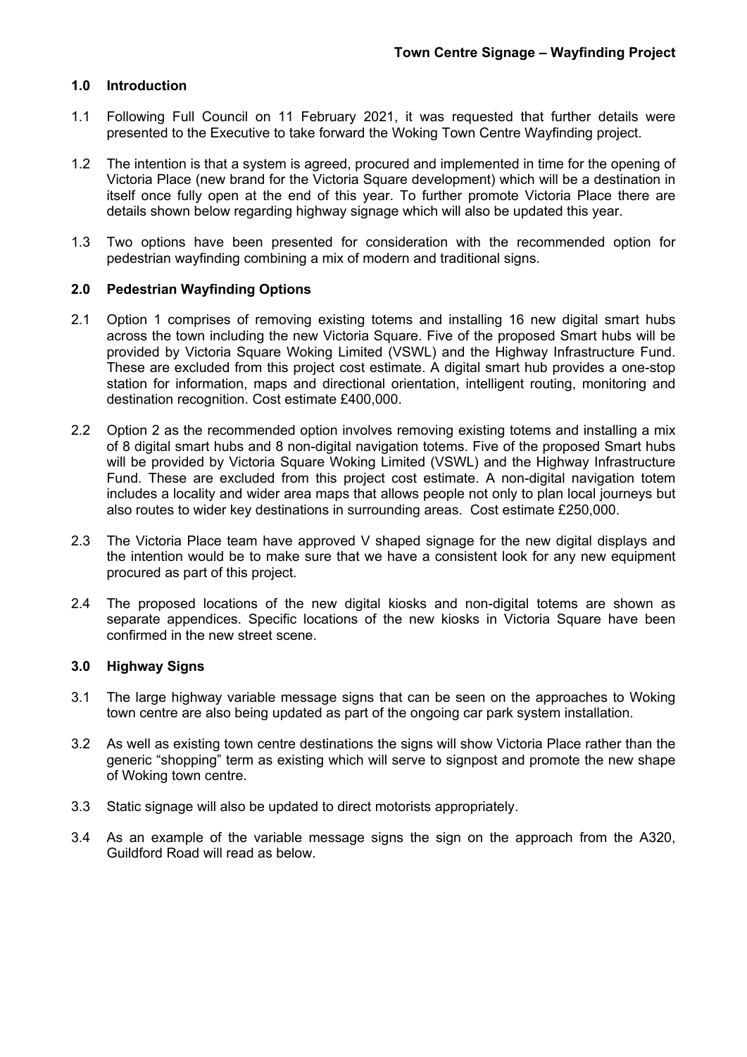# Town Centre Signage – Wayfinding Project

## 1.0 Introduction

1.1 Following Full Council on 11 February 2021, it was requested that further details were presented to the Executive to take forward the Woking Town Centre Wayfinding project.

1.2 The intention is that a system is agreed, procured and implemented in time for the opening of Victoria Place (new brand for the Victoria Square development) which will be a destination in itself once fully open at the end of this year. To further promote Victoria Place there are details shown below regarding highway signage which will also be updated this year.

1.3 Two options have been presented for consideration with the recommended option for pedestrian wayfinding combining a mix of modern and traditional signs.

## 2.0 Pedestrian Wayfinding Options

2.1 Option 1 comprises of removing existing totems and installing 16 new digital smart hubs across the town including the new Victoria Square. Five of the proposed Smart hubs will be provided by Victoria Square Woking Limited (VSWL) and the Highway Infrastructure Fund. These are excluded from this project cost estimate. A digital smart hub provides a one-stop station for information, maps and directional orientation, intelligent routing, monitoring and destination recognition. Cost estimate £400,000.

2.2 Option 2 as the recommended option involves removing existing totems and installing a mix of 8 digital smart hubs and 8 non-digital navigation totems. Five of the proposed Smart hubs will be provided by Victoria Square Woking Limited (VSWL) and the Highway Infrastructure Fund. These are excluded from this project cost estimate. A non-digital navigation totem includes a locality and wider area maps that allows people not only to plan local journeys but also routes to wider key destinations in surrounding areas. Cost estimate £250,000.

2.3 The Victoria Place team have approved V shaped signage for the new digital displays and the intention would be to make sure that we have a consistent look for any new equipment procured as part of this project.

2.4 The proposed locations of the new digital kiosks and non-digital totems are shown as separate appendices. Specific locations of the new kiosks in Victoria Square have been confirmed in the new street scene.

## 3.0 Highway Signs

3.1 The large highway variable message signs that can be seen on the approaches to Woking town centre are also being updated as part of the ongoing car park system installation.

3.2 As well as existing town centre destinations the signs will show Victoria Place rather than the generic "shopping" term as existing which will serve to signpost and promote the new shape of Woking town centre.

3.3 Static signage will also be updated to direct motorists appropriately.

3.4 As an example of the variable message signs the sign on the approach from the A320, Guildford Road will read as below.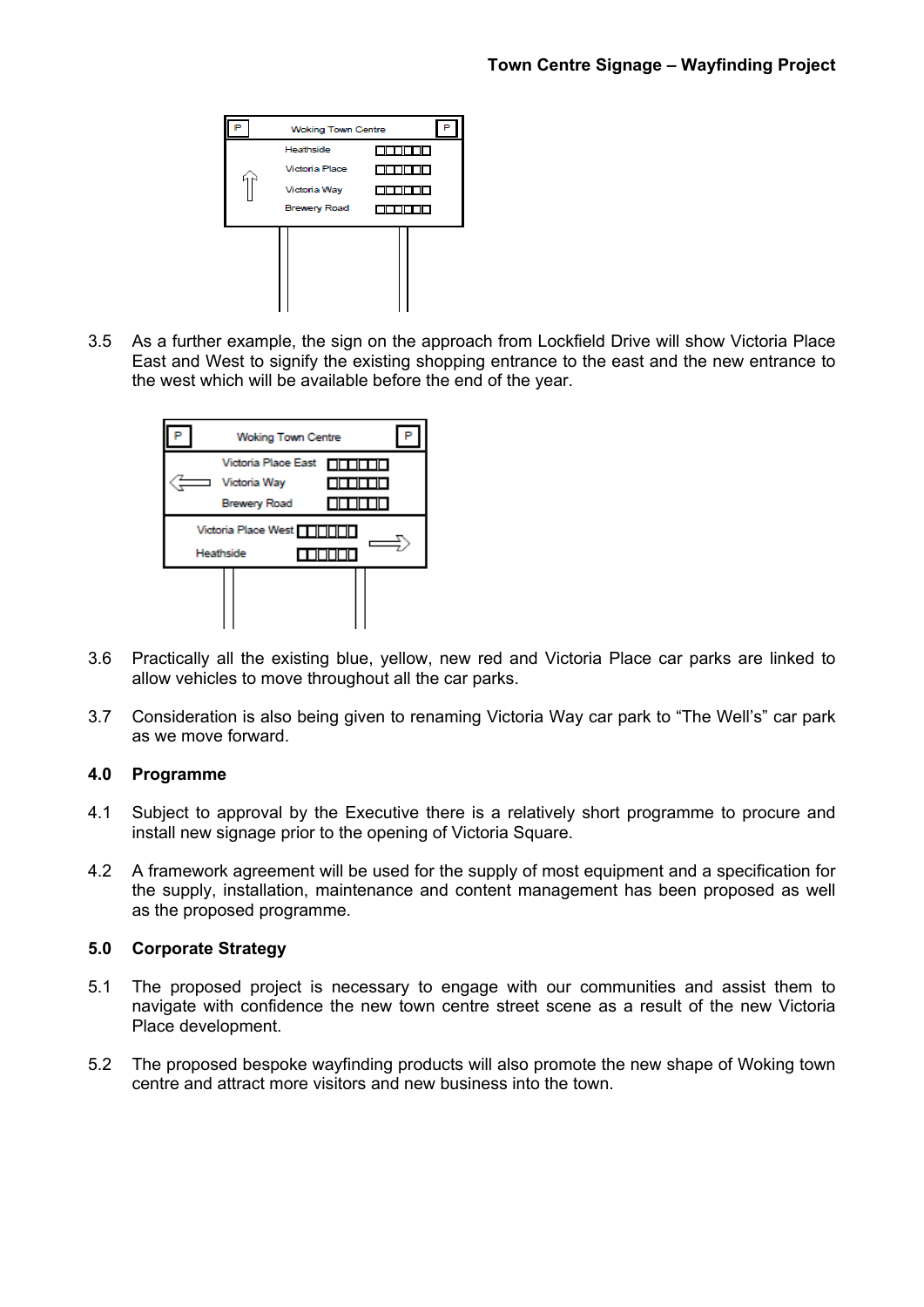| P | Woking Town Centre | P |
|---|---|---|
| ⇧ | Heathside | □□□□□□ |
| | Victoria Place | □□□□□□ |
| | Victoria Way | □□□□□□ |
| | Brewery Road | □□□□□□ |

3.5 As a further example, the sign on the approach from Lockfield Drive will show Victoria Place East and West to signify the existing shopping entrance to the east and the new entrance to the west which will be available before the end of the year.

| P | Woking Town Centre | P |
|---|---|---|
| ⇦ | Victoria Place East | □□□□□□ |
| | Victoria Way | □□□□□□ |
| | Brewery Road | □□□□□□ |
| ⇨ | Victoria Place West | □□□□□□ |
| | Heathside | □□□□□□ |

3.6 Practically all the existing blue, yellow, new red and Victoria Place car parks are linked to allow vehicles to move throughout all the car parks.

3.7 Consideration is also being given to renaming Victoria Way car park to "The Well's" car park as we move forward.

## 4.0 Programme

4.1 Subject to approval by the Executive there is a relatively short programme to procure and install new signage prior to the opening of Victoria Square.

4.2 A framework agreement will be used for the supply of most equipment and a specification for the supply, installation, maintenance and content management has been proposed as well as the proposed programme.

## 5.0 Corporate Strategy

5.1 The proposed project is necessary to engage with our communities and assist them to navigate with confidence the new town centre street scene as a result of the new Victoria Place development.

5.2 The proposed bespoke wayfinding products will also promote the new shape of Woking town centre and attract more visitors and new business into the town.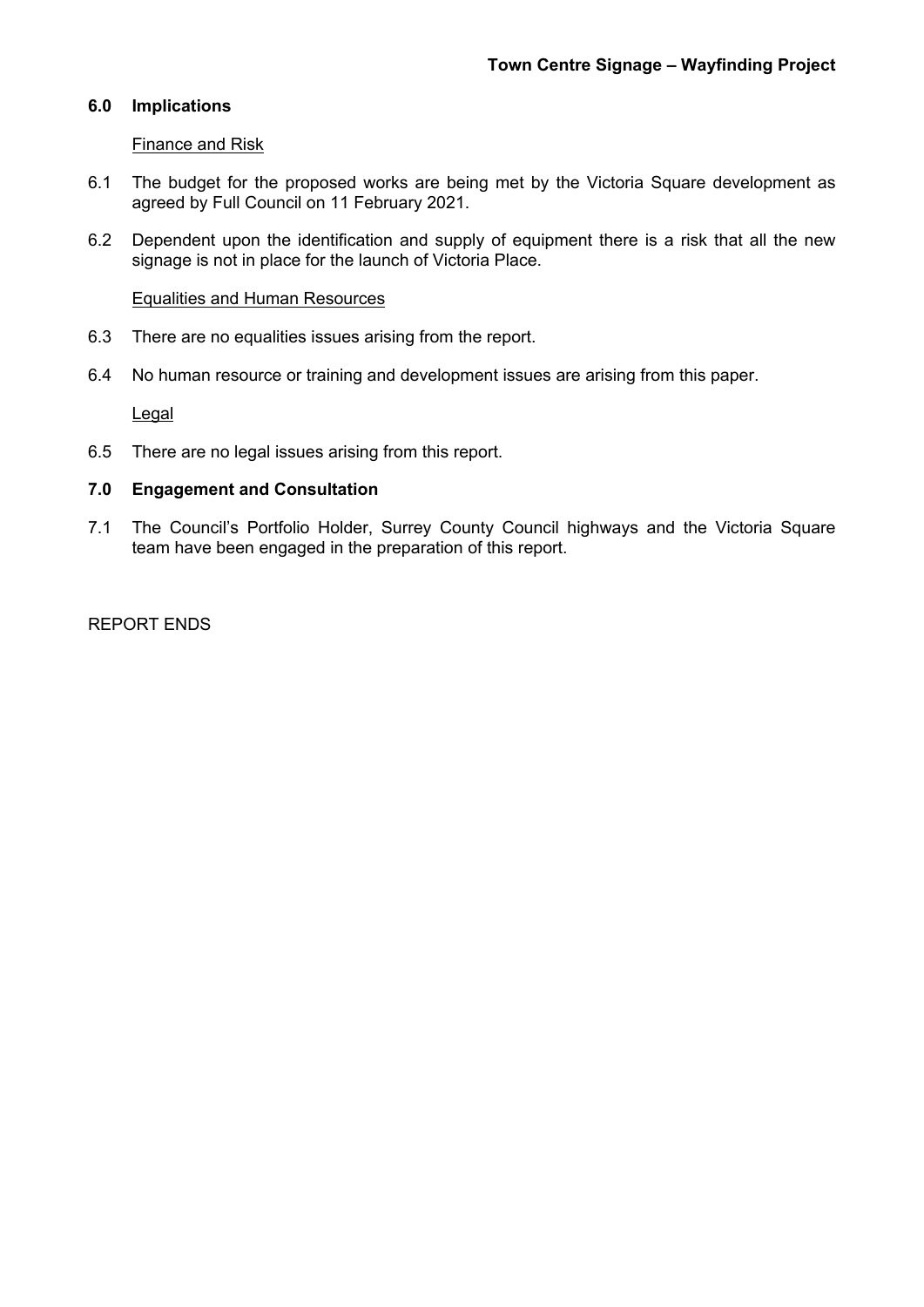## 6.0 Implications

Finance and Risk

6.1 The budget for the proposed works are being met by the Victoria Square development as agreed by Full Council on 11 February 2021.

6.2 Dependent upon the identification and supply of equipment there is a risk that all the new signage is not in place for the launch of Victoria Place.

Equalities and Human Resources

6.3 There are no equalities issues arising from the report.

6.4 No human resource or training and development issues are arising from this paper.

Legal

6.5 There are no legal issues arising from this report.

## 7.0 Engagement and Consultation

7.1 The Council's Portfolio Holder, Surrey County Council highways and the Victoria Square team have been engaged in the preparation of this report.

REPORT ENDS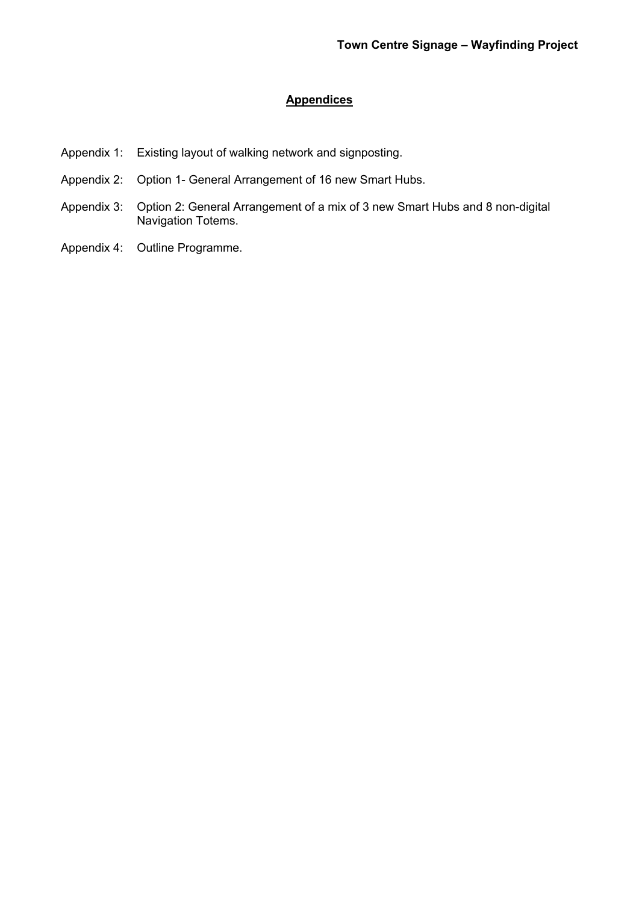**Town Centre Signage – Wayfinding Project**

## Appendices

Appendix 1: Existing layout of walking network and signposting.

Appendix 2: Option 1- General Arrangement of 16 new Smart Hubs.

Appendix 3: Option 2: General Arrangement of a mix of 3 new Smart Hubs and 8 non-digital Navigation Totems.

Appendix 4: Outline Programme.